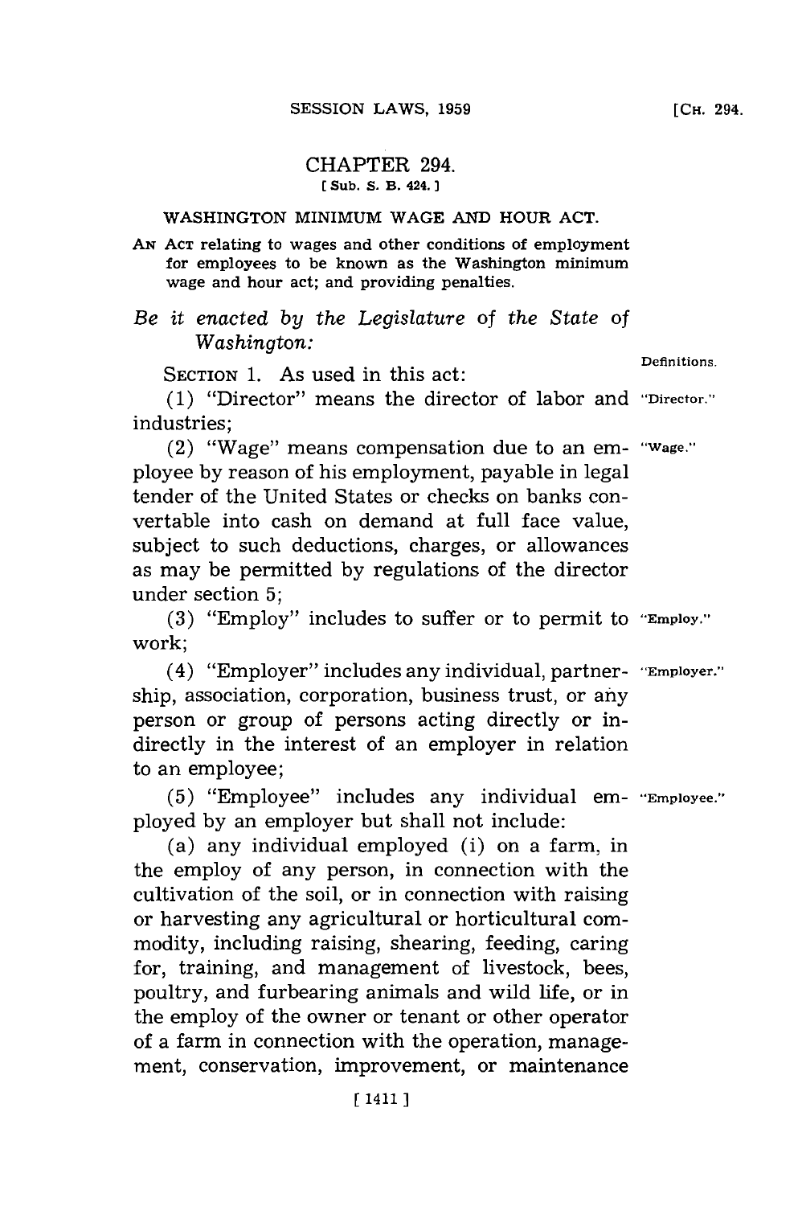# CHAPTER 294.

**[Sub. S. B. 424.]**

## WASHINGTON MINIMUM WAGE AND HOUR ACT.

AN ACT relating to wages and other conditions of employment for employees to be known as the Washington minimum wage and hour act; and providing penalties.

*Be it enacted by the Legislature of the State of Washington:*

Definitions.

SECTION 1. As used in this act:

(1) "Director" means the director of labor and industries;

(2) "Wage" means compensation due to an employee by reason of his employment, payable in legal tender of the United States or checks on banks convertable into cash on demand at full face value, subject to such deductions, charges, or allowances as may be permitted by regulations of the director under section 5;

(3) "Employ" includes to suffer or to permit to work;

(4) "Employer" includes any individual, partnership, association, corporation, business trust, or any person or group of persons acting directly or indirectly in the interest of an employer in relation to an employee;

(5) "Employee" includes any individual employed by an employer but shall not include:

(a) any individual employed (i) on a farm, in the employ of any person, in connection with the cultivation of the soil, or in connection with raising or harvesting any agricultural or horticultural commodity, including raising, shearing, feeding, caring for, training, and management of livestock, bees, poultry, and furbearing animals and wild life, or in the employ of the owner or tenant or other operator of a farm in connection with the operation, management, conservation, improvement, or maintenance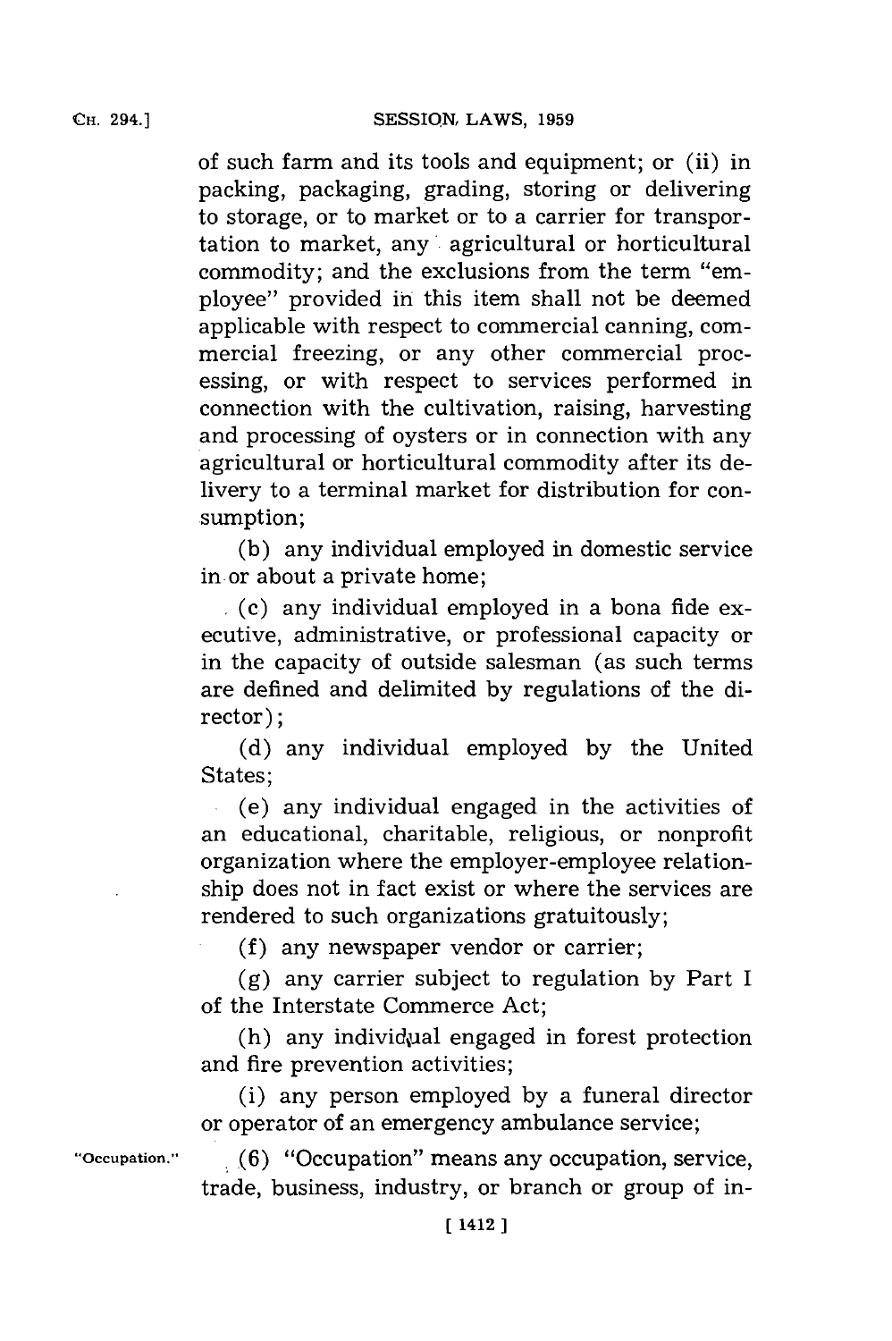of such farm and its tools and equipment; or (ii) in packing, packaging, grading, storing or delivering to storage, or to market or to a carrier for transportation to market, any agricultural or horticultural commodity; and the exclusions from the term "employee" provided in this item shall not be deemed applicable with respect to commercial canning, commercial freezing, or any other commercial processing, or with respect to services performed in connection with the cultivation, raising, harvesting and processing of oysters or in connection with any agricultural or horticultural commodity after its delivery to a terminal market for distribution for consumption;

(b) any individual employed in domestic service in or about a private home;

(c) any individual employed in a bona fide executive, administrative, or professional capacity or in the capacity of outside salesman (as such terms are defined and delimited by regulations of the director);

(d) any individual employed by the United States;

(e) any individual engaged in the activities of an educational, charitable, religious, or nonprofit organization where the employer-employee relationship does not in fact exist or where the services are rendered to such organizations gratuitously;

(f) any newspaper vendor or carrier;

(g) any carrier subject to regulation by Part I of the Interstate Commerce Act;

(h) any individual engaged in forest protection and fire prevention activities;

(i) any person employed by a funeral director or operator of an emergency ambulance service;

"Occupation." (6) "Occupation" means any occupation, service, trade, business, industry, or branch or group of in-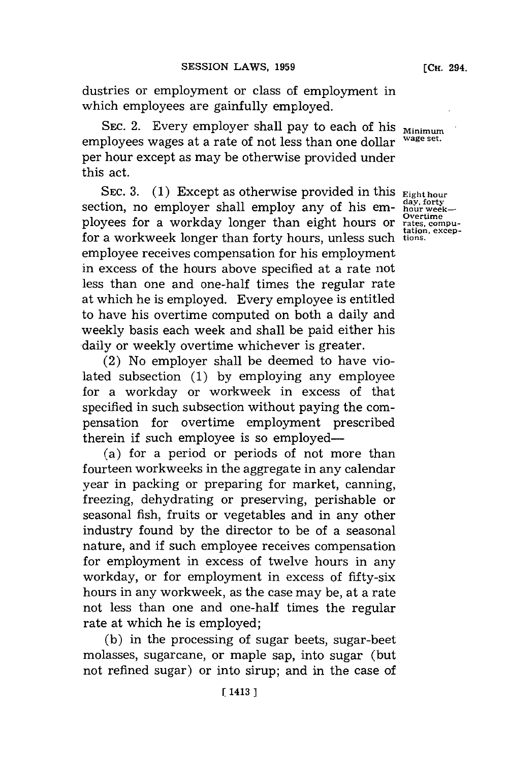dustries or employment or class of employment in which employees are gainfully employed.

SEC. 2. Every employer shall pay to each of his employees wages at a rate of not less than one dollar per hour except as may be otherwise provided under this act.

Minimum wage set.

SEC. 3. (1) Except as otherwise provided in this section, no employer shall employ any of his employees for a workday longer than eight hours or for a workweek longer than forty hours, unless such employee receives compensation for his employment in excess of the hours above specified at a rate not less than one and one-half times the regular rate at which he is employed. Every employee is entitled to have his overtime computed on both a daily and weekly basis each week and shall be paid either his daily or weekly overtime whichever is greater.

Eight hour day, forty hour week—Overtime rates, computation, exceptions.

(2) No employer shall be deemed to have violated subsection (1) by employing any employee for a workday or workweek in excess of that specified in such subsection without paying the compensation for overtime employment prescribed therein if such employee is so employed—

(a) for a period or periods of not more than fourteen workweeks in the aggregate in any calendar year in packing or preparing for market, canning, freezing, dehydrating or preserving, perishable or seasonal fish, fruits or vegetables and in any other industry found by the director to be of a seasonal nature, and if such employee receives compensation for employment in excess of twelve hours in any workday, or for employment in excess of fifty-six hours in any workweek, as the case may be, at a rate not less than one and one-half times the regular rate at which he is employed;

(b) in the processing of sugar beets, sugar-beet molasses, sugarcane, or maple sap, into sugar (but not refined sugar) or into sirup; and in the case of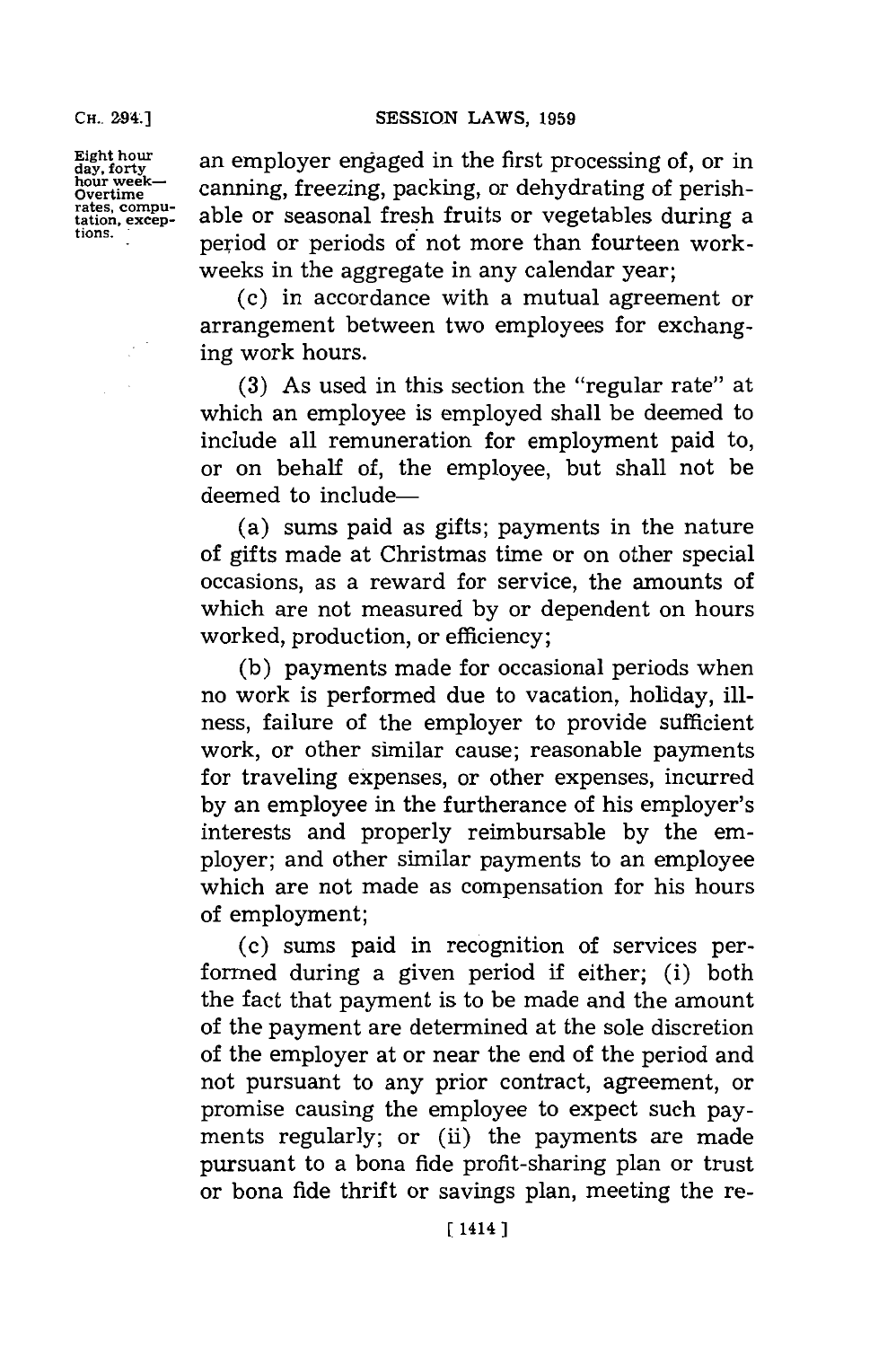Eight hour day, forty hour week—Overtime rates, computation, exceptions.

an employer engaged in the first processing of, or in canning, freezing, packing, or dehydrating of perishable or seasonal fresh fruits or vegetables during a period or periods of not more than fourteen work-weeks in the aggregate in any calendar year;

(c) in accordance with a mutual agreement or arrangement between two employees for exchanging work hours.

(3) As used in this section the "regular rate" at which an employee is employed shall be deemed to include all remuneration for employment paid to, or on behalf of, the employee, but shall not be deemed to include—

(a) sums paid as gifts; payments in the nature of gifts made at Christmas time or on other special occasions, as a reward for service, the amounts of which are not measured by or dependent on hours worked, production, or efficiency;

(b) payments made for occasional periods when no work is performed due to vacation, holiday, illness, failure of the employer to provide sufficient work, or other similar cause; reasonable payments for traveling expenses, or other expenses, incurred by an employee in the furtherance of his employer's interests and properly reimbursable by the employer; and other similar payments to an employee which are not made as compensation for his hours of employment;

(c) sums paid in recognition of services performed during a given period if either; (i) both the fact that payment is to be made and the amount of the payment are determined at the sole discretion of the employer at or near the end of the period and not pursuant to any prior contract, agreement, or promise causing the employee to expect such payments regularly; or (ii) the payments are made pursuant to a bona fide profit-sharing plan or trust or bona fide thrift or savings plan, meeting the re-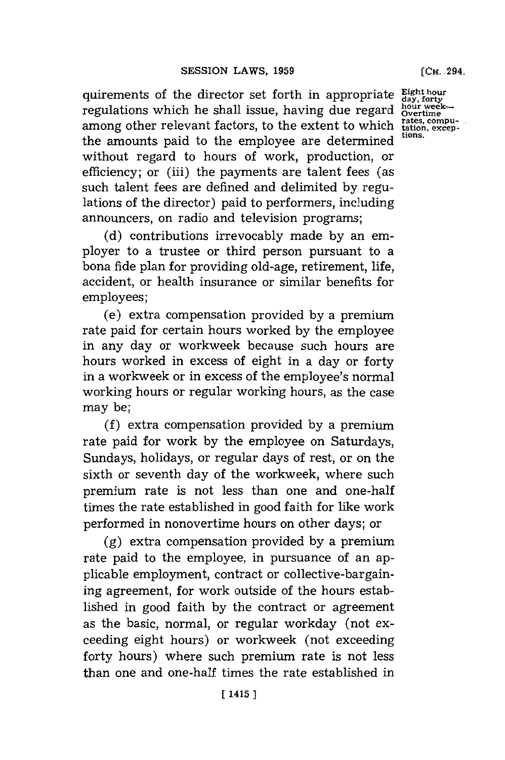quirements of the director set forth in appropriate regulations which he shall issue, having due regard among other relevant factors, to the extent to which the amounts paid to the employee are determined without regard to hours of work, production, or efficiency; or (iii) the payments are talent fees (as such talent fees are defined and delimited by regulations of the director) paid to performers, including announcers, on radio and television programs;

Eight hour day, forty hour week—Overtime rates, computation, exceptions.

(d) contributions irrevocably made by an employer to a trustee or third person pursuant to a bona fide plan for providing old-age, retirement, life, accident, or health insurance or similar benefits for employees;

(e) extra compensation provided by a premium rate paid for certain hours worked by the employee in any day or workweek because such hours are hours worked in excess of eight in a day or forty in a workweek or in excess of the employee's normal working hours or regular working hours, as the case may be;

(f) extra compensation provided by a premium rate paid for work by the employee on Saturdays, Sundays, holidays, or regular days of rest, or on the sixth or seventh day of the workweek, where such premium rate is not less than one and one-half times the rate established in good faith for like work performed in nonovertime hours on other days; or

(g) extra compensation provided by a premium rate paid to the employee, in pursuance of an applicable employment, contract or collective-bargaining agreement, for work outside of the hours established in good faith by the contract or agreement as the basic, normal, or regular workday (not exceeding eight hours) or workweek (not exceeding forty hours) where such premium rate is not less than one and one-half times the rate established in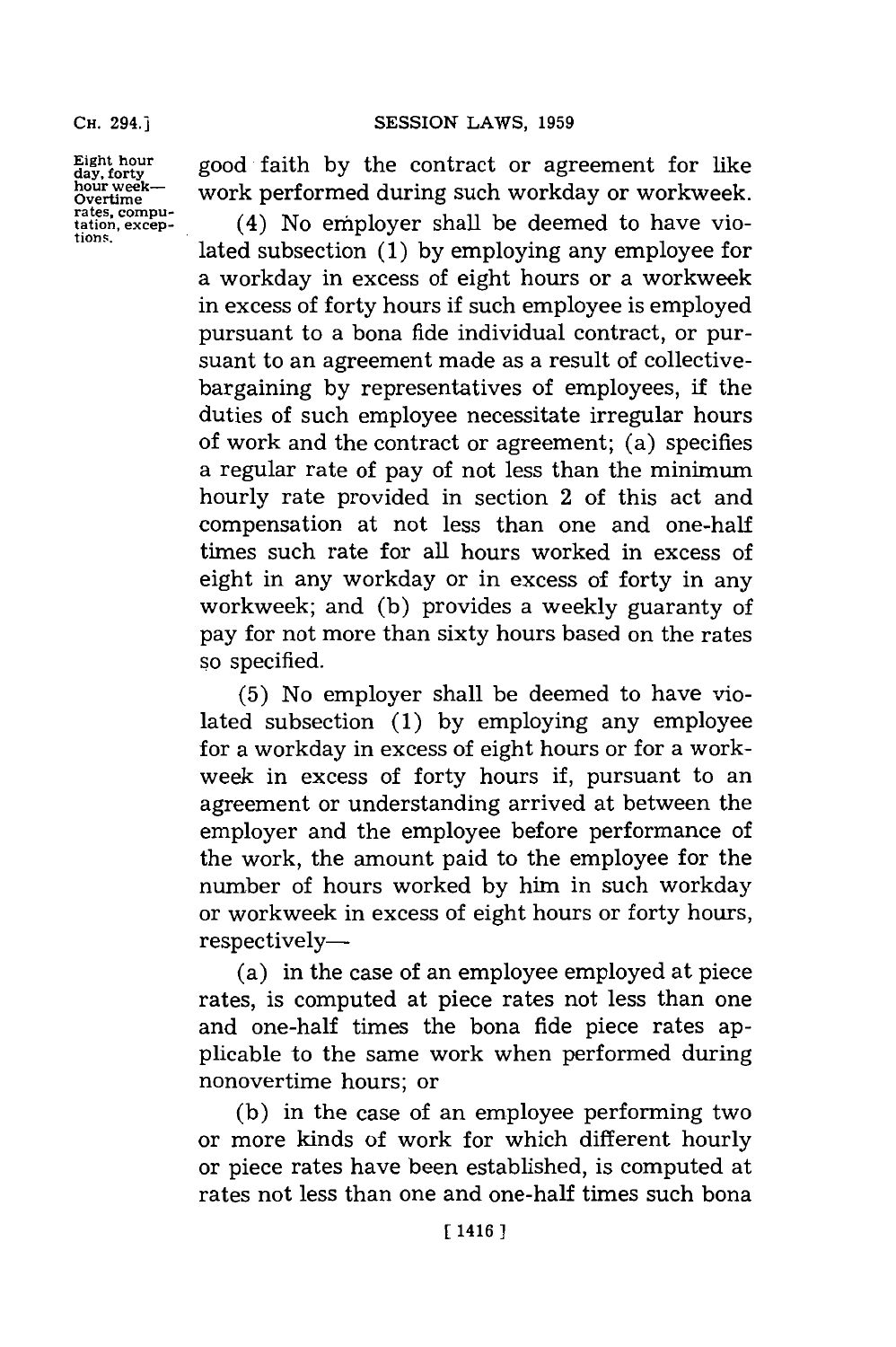good faith by the contract or agreement for like work performed during such workday or workweek.

Eight hour day, forty hour week—Overtime rates, computation, exceptions.

(4) No employer shall be deemed to have violated subsection (1) by employing any employee for a workday in excess of eight hours or a workweek in excess of forty hours if such employee is employed pursuant to a bona fide individual contract, or pursuant to an agreement made as a result of collective-bargaining by representatives of employees, if the duties of such employee necessitate irregular hours of work and the contract or agreement; (a) specifies a regular rate of pay of not less than the minimum hourly rate provided in section 2 of this act and compensation at not less than one and one-half times such rate for all hours worked in excess of eight in any workday or in excess of forty in any workweek; and (b) provides a weekly guaranty of pay for not more than sixty hours based on the rates so specified.

(5) No employer shall be deemed to have violated subsection (1) by employing any employee for a workday in excess of eight hours or for a workweek in excess of forty hours if, pursuant to an agreement or understanding arrived at between the employer and the employee before performance of the work, the amount paid to the employee for the number of hours worked by him in such workday or workweek in excess of eight hours or forty hours, respectively—

(a) in the case of an employee employed at piece rates, is computed at piece rates not less than one and one-half times the bona fide piece rates applicable to the same work when performed during nonovertime hours; or

(b) in the case of an employee performing two or more kinds of work for which different hourly or piece rates have been established, is computed at rates not less than one and one-half times such bona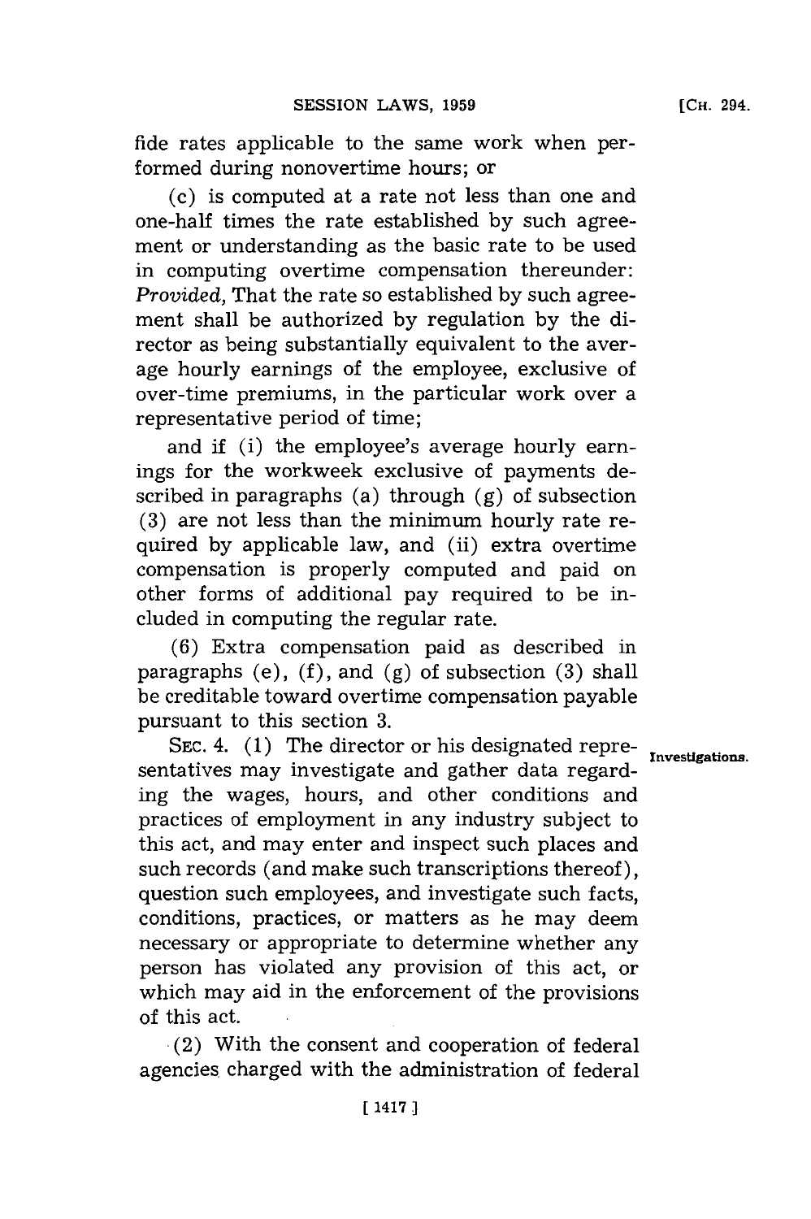fide rates applicable to the same work when performed during nonovertime hours; or

(c) is computed at a rate not less than one and one-half times the rate established by such agreement or understanding as the basic rate to be used in computing overtime compensation thereunder: *Provided*, That the rate so established by such agreement shall be authorized by regulation by the director as being substantially equivalent to the average hourly earnings of the employee, exclusive of over-time premiums, in the particular work over a representative period of time;

and if (i) the employee's average hourly earnings for the workweek exclusive of payments described in paragraphs (a) through (g) of subsection (3) are not less than the minimum hourly rate required by applicable law, and (ii) extra overtime compensation is properly computed and paid on other forms of additional pay required to be included in computing the regular rate.

(6) Extra compensation paid as described in paragraphs (e), (f), and (g) of subsection (3) shall be creditable toward overtime compensation payable pursuant to this section 3.

Investigations.

SEC. 4. (1) The director or his designated representatives may investigate and gather data regarding the wages, hours, and other conditions and practices of employment in any industry subject to this act, and may enter and inspect such places and such records (and make such transcriptions thereof), question such employees, and investigate such facts, conditions, practices, or matters as he may deem necessary or appropriate to determine whether any person has violated any provision of this act, or which may aid in the enforcement of the provisions of this act.

(2) With the consent and cooperation of federal agencies charged with the administration of federal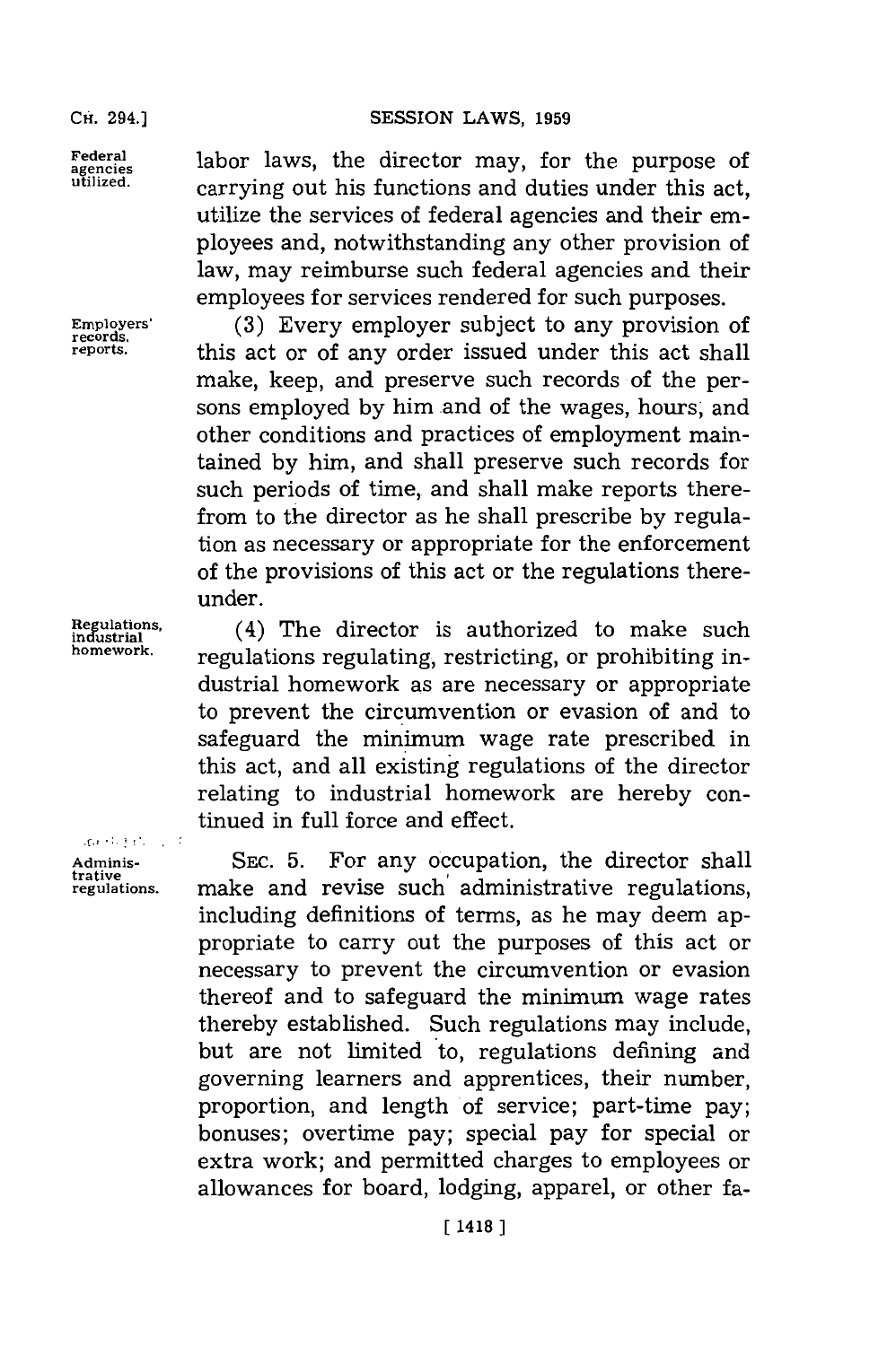labor laws, the director may, for the purpose of carrying out his functions and duties under this act, utilize the services of federal agencies and their employees and, notwithstanding any other provision of law, may reimburse such federal agencies and their employees for services rendered for such purposes.

(3) Every employer subject to any provision of this act or of any order issued under this act shall make, keep, and preserve such records of the persons employed by him and of the wages, hours, and other conditions and practices of employment maintained by him, and shall preserve such records for such periods of time, and shall make reports therefrom to the director as he shall prescribe by regulation as necessary or appropriate for the enforcement of the provisions of this act or the regulations thereunder.

(4) The director is authorized to make such regulations regulating, restricting, or prohibiting industrial homework as are necessary or appropriate to prevent the circumvention or evasion of and to safeguard the minimum wage rate prescribed in this act, and all existing regulations of the director relating to industrial homework are hereby continued in full force and effect.

SEC. 5. For any occupation, the director shall make and revise such administrative regulations, including definitions of terms, as he may deem appropriate to carry out the purposes of this act or necessary to prevent the circumvention or evasion thereof and to safeguard the minimum wage rates thereby established. Such regulations may include, but are not limited to, regulations defining and governing learners and apprentices, their number, proportion, and length of service; part-time pay; bonuses; overtime pay; special pay for special or extra work; and permitted charges to employees or allowances for board, lodging, apparel, or other fa-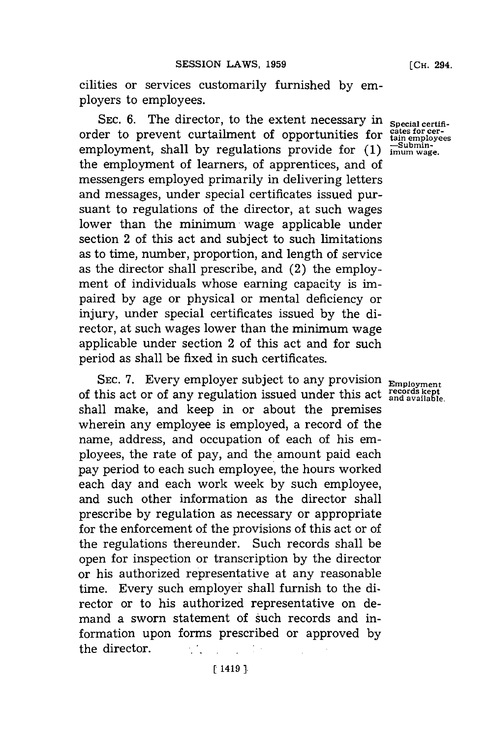cilities or services customarily furnished by employers to employees.

SEC. 6. The director, to the extent necessary in order to prevent curtailment of opportunities for employment, shall by regulations provide for (1) the employment of learners, of apprentices, and of messengers employed primarily in delivering letters and messages, under special certificates issued pursuant to regulations of the director, at such wages lower than the minimum wage applicable under section 2 of this act and subject to such limitations as to time, number, proportion, and length of service as the director shall prescribe, and (2) the employment of individuals whose earning capacity is impaired by age or physical or mental deficiency or injury, under special certificates issued by the director, at such wages lower than the minimum wage applicable under section 2 of this act and for such period as shall be fixed in such certificates.

Special certificates for certain employees —Subminimum wage.

SEC. 7. Every employer subject to any provision of this act or of any regulation issued under this act shall make, and keep in or about the premises wherein any employee is employed, a record of the name, address, and occupation of each of his employees, the rate of pay, and the amount paid each pay period to each such employee, the hours worked each day and each work week by such employee, and such other information as the director shall prescribe by regulation as necessary or appropriate for the enforcement of the provisions of this act or of the regulations thereunder. Such records shall be open for inspection or transcription by the director or his authorized representative at any reasonable time. Every such employer shall furnish to the director or to his authorized representative on demand a sworn statement of such records and information upon forms prescribed or approved by the director.

Employment records kept and available.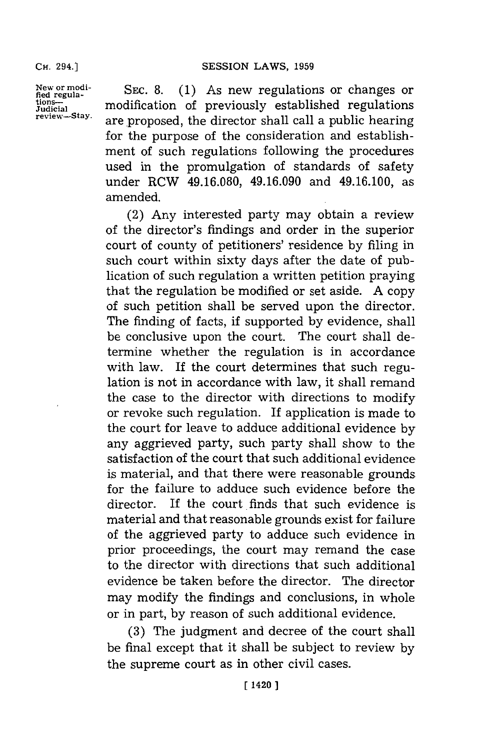New or modified regulations—Judicial review—Stay.

SEC. 8. (1) As new regulations or changes or modification of previously established regulations are proposed, the director shall call a public hearing for the purpose of the consideration and establishment of such regulations following the procedures used in the promulgation of standards of safety under RCW 49.16.080, 49.16.090 and 49.16.100, as amended.

(2) Any interested party may obtain a review of the director's findings and order in the superior court of county of petitioners' residence by filing in such court within sixty days after the date of publication of such regulation a written petition praying that the regulation be modified or set aside. A copy of such petition shall be served upon the director. The finding of facts, if supported by evidence, shall be conclusive upon the court. The court shall determine whether the regulation is in accordance with law. If the court determines that such regulation is not in accordance with law, it shall remand the case to the director with directions to modify or revoke such regulation. If application is made to the court for leave to adduce additional evidence by any aggrieved party, such party shall show to the satisfaction of the court that such additional evidence is material, and that there were reasonable grounds for the failure to adduce such evidence before the director. If the court finds that such evidence is material and that reasonable grounds exist for failure of the aggrieved party to adduce such evidence in prior proceedings, the court may remand the case to the director with directions that such additional evidence be taken before the director. The director may modify the findings and conclusions, in whole or in part, by reason of such additional evidence.

(3) The judgment and decree of the court shall be final except that it shall be subject to review by the supreme court as in other civil cases.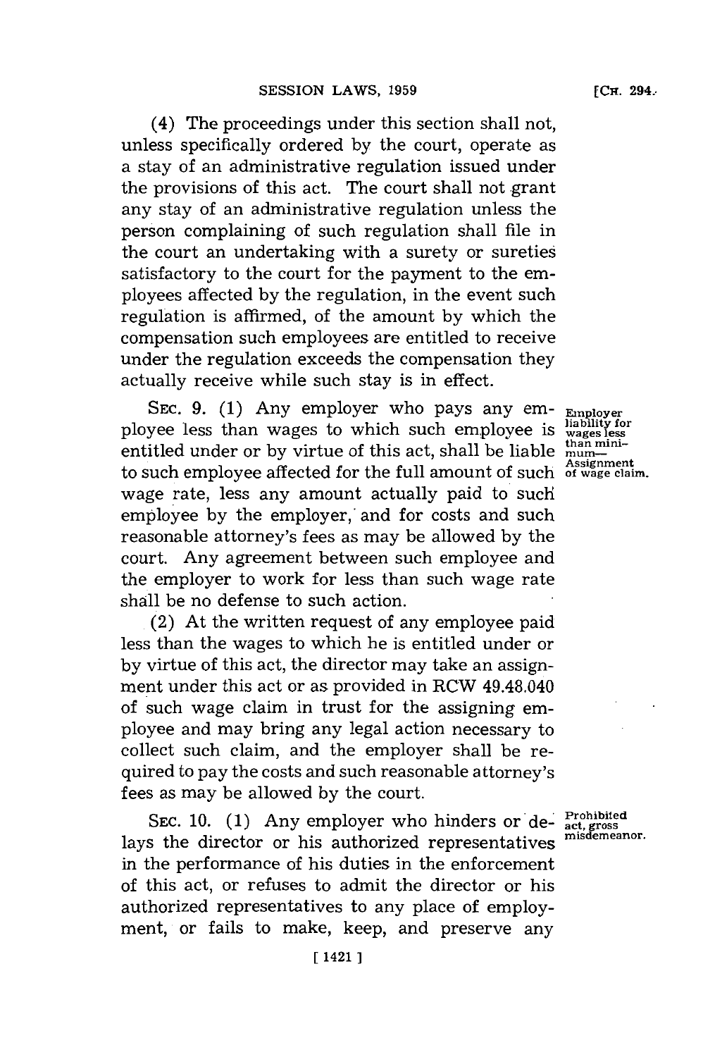(4) The proceedings under this section shall not, unless specifically ordered by the court, operate as a stay of an administrative regulation issued under the provisions of this act. The court shall not grant any stay of an administrative regulation unless the person complaining of such regulation shall file in the court an undertaking with a surety or sureties satisfactory to the court for the payment to the employees affected by the regulation, in the event such regulation is affirmed, of the amount by which the compensation such employees are entitled to receive under the regulation exceeds the compensation they actually receive while such stay is in effect.

**Employer liability for wages less than minimum—Assignment of wage claim.**

SEC. 9. (1) Any employer who pays any employee less than wages to which such employee is entitled under or by virtue of this act, shall be liable to such employee affected for the full amount of such wage rate, less any amount actually paid to such employee by the employer, and for costs and such reasonable attorney's fees as may be allowed by the court. Any agreement between such employee and the employer to work for less than such wage rate shall be no defense to such action.

(2) At the written request of any employee paid less than the wages to which he is entitled under or by virtue of this act, the director may take an assignment under this act or as provided in RCW 49.48.040 of such wage claim in trust for the assigning employee and may bring any legal action necessary to collect such claim, and the employer shall be required to pay the costs and such reasonable attorney's fees as may be allowed by the court.

**Prohibited act, gross misdemeanor.**

SEC. 10. (1) Any employer who hinders or delays the director or his authorized representatives in the performance of his duties in the enforcement of this act, or refuses to admit the director or his authorized representatives to any place of employment, or fails to make, keep, and preserve any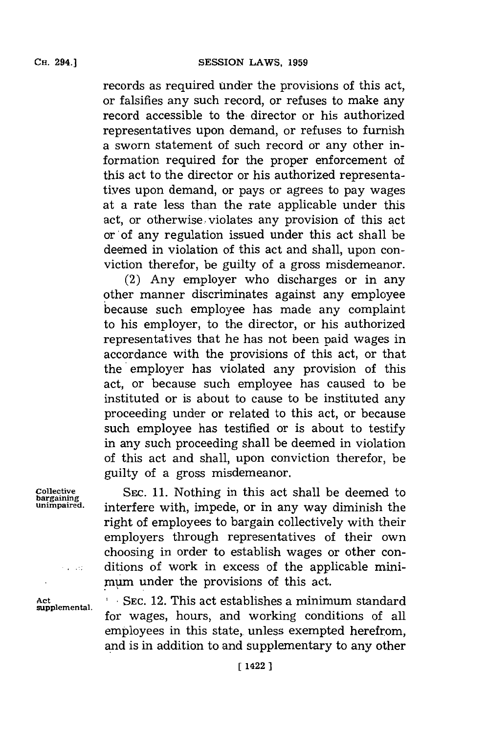records as required under the provisions of this act, or falsifies any such record, or refuses to make any record accessible to the director or his authorized representatives upon demand, or refuses to furnish a sworn statement of such record or any other information required for the proper enforcement of this act to the director or his authorized representatives upon demand, or pays or agrees to pay wages at a rate less than the rate applicable under this act, or otherwise violates any provision of this act or of any regulation issued under this act shall be deemed in violation of this act and shall, upon conviction therefor, be guilty of a gross misdemeanor.

(2) Any employer who discharges or in any other manner discriminates against any employee because such employee has made any complaint to his employer, to the director, or his authorized representatives that he has not been paid wages in accordance with the provisions of this act, or that the employer has violated any provision of this act, or because such employee has caused to be instituted or is about to cause to be instituted any proceeding under or related to this act, or because such employee has testified or is about to testify in any such proceeding shall be deemed in violation of this act and shall, upon conviction therefor, be guilty of a gross misdemeanor.

Collective bargaining unimpaired.

SEC. 11. Nothing in this act shall be deemed to interfere with, impede, or in any way diminish the right of employees to bargain collectively with their employers through representatives of their own choosing in order to establish wages or other conditions of work in excess of the applicable minimum under the provisions of this act.

Act supplemental.

SEC. 12. This act establishes a minimum standard for wages, hours, and working conditions of all employees in this state, unless exempted herefrom, and is in addition to and supplementary to any other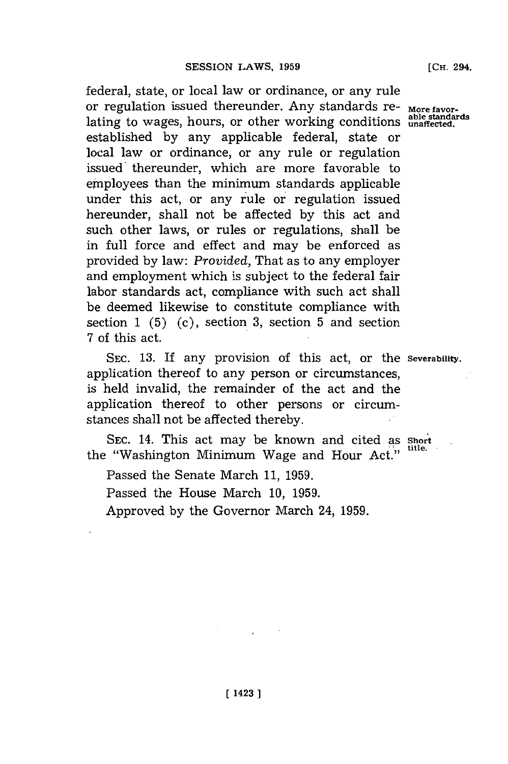federal, state, or local law or ordinance, or any rule or regulation issued thereunder. Any standards relating to wages, hours, or other working conditions established by any applicable federal, state or local law or ordinance, or any rule or regulation issued thereunder, which are more favorable to employees than the minimum standards applicable under this act, or any rule or regulation issued hereunder, shall not be affected by this act and such other laws, or rules or regulations, shall be in full force and effect and may be enforced as provided by law: *Provided,* That as to any employer and employment which is subject to the federal fair labor standards act, compliance with such act shall be deemed likewise to constitute compliance with section 1 (5) (c), section 3, section 5 and section 7 of this act.

**More favorable standards unaffected.**

SEC. 13. If any provision of this act, or the application thereof to any person or circumstances, is held invalid, the remainder of the act and the application thereof to other persons or circumstances shall not be affected thereby.

**Severability.**

SEC. 14. This act may be known and cited as the "Washington Minimum Wage and Hour Act."

**Short title.**

Passed the Senate March 11, 1959.

Passed the House March 10, 1959.

Approved by the Governor March 24, 1959.